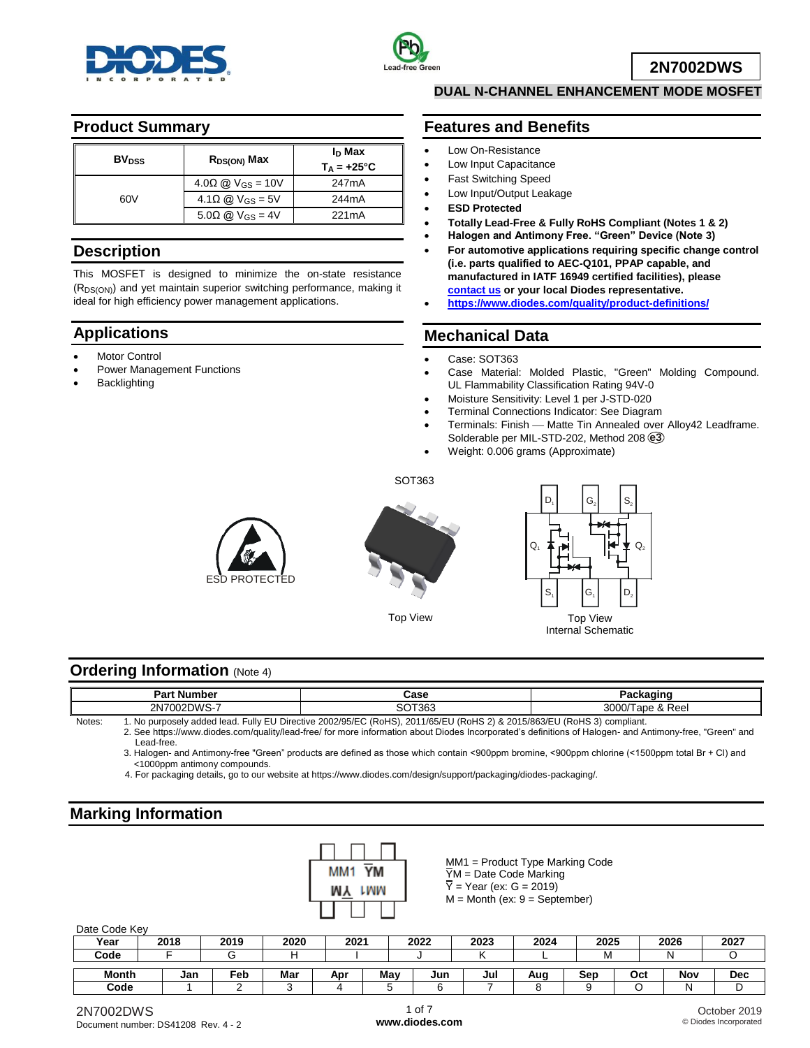# 2N7002DWS

## DUAL N-CHANNEL ENHANCEMENT MODE MOSFET

## Product Summary

| $BV_{DSS}$ | $R_{DS(ON)}$ Max | $I_D$ Max $T_A = +25°C$ |
|---|---|---|
| 60V | 4.0Ω @ $V_{GS}$ = 10V | 247mA |
| | 4.1Ω @ $V_{GS}$ = 5V | 244mA |
| | 5.0Ω @ $V_{GS}$ = 4V | 221mA |

## Description

This MOSFET is designed to minimize the on-state resistance ($R_{DS(ON)}$) and yet maintain superior switching performance, making it ideal for high efficiency power management applications.

## Applications

- Motor Control
- Power Management Functions
- Backlighting

## Features and Benefits

- Low On-Resistance
- Low Input Capacitance
- Fast Switching Speed
- Low Input/Output Leakage
- **ESD Protected**
- **Totally Lead-Free & Fully RoHS Compliant (Notes 1 & 2)**
- **Halogen and Antimony Free. "Green" Device (Note 3)**
- **For automotive applications requiring specific change control (i.e. parts qualified to AEC-Q101, PPAP capable, and manufactured in IATF 16949 certified facilities), please contact us or your local Diodes representative.**
- **https://www.diodes.com/quality/product-definitions/**

## Mechanical Data

- Case: SOT363
- Case Material: Molded Plastic, "Green" Molding Compound. UL Flammability Classification Rating 94V-0
- Moisture Sensitivity: Level 1 per J-STD-020
- Terminal Connections Indicator: See Diagram
- Terminals: Finish — Matte Tin Annealed over Alloy42 Leadframe. Solderable per MIL-STD-202, Method 208 e3
- Weight: 0.006 grams (Approximate)

ESD PROTECTED

SOT363

Top View

Top View
Internal Schematic

## Ordering Information (Note 4)

| Part Number | Case | Packaging |
|---|---|---|
| 2N7002DWS-7 | SOT363 | 3000/Tape & Reel |

Notes:
1. No purposely added lead. Fully EU Directive 2002/95/EC (RoHS), 2011/65/EU (RoHS 2) & 2015/863/EU (RoHS 3) compliant.
2. See https://www.diodes.com/quality/lead-free/ for more information about Diodes Incorporated's definitions of Halogen- and Antimony-free, "Green" and Lead-free.
3. Halogen- and Antimony-free "Green" products are defined as those which contain <900ppm bromine, <900ppm chlorine (<1500ppm total Br + Cl) and <1000ppm antimony compounds.
4. For packaging details, go to our website at https://www.diodes.com/design/support/packaging/diodes-packaging/.

## Marking Information

MM1 = Product Type Marking Code
$\overline{Y}$M = Date Code Marking
$\overline{Y}$ = Year (ex: G = 2019)
M = Month (ex: 9 = September)

Date Code Key

| Year | 2018 | 2019 | 2020 | 2021 | 2022 | 2023 | 2024 | 2025 | 2026 | 2027 |
|---|---|---|---|---|---|---|---|---|---|---|
| Code | F | G | H | I | J | K | L | M | N | O |

| Month | Jan | Feb | Mar | Apr | May | Jun | Jul | Aug | Sep | Oct | Nov | Dec |
|---|---|---|---|---|---|---|---|---|---|---|---|---|
| Code | 1 | 2 | 3 | 4 | 5 | 6 | 7 | 8 | 9 | O | N | D |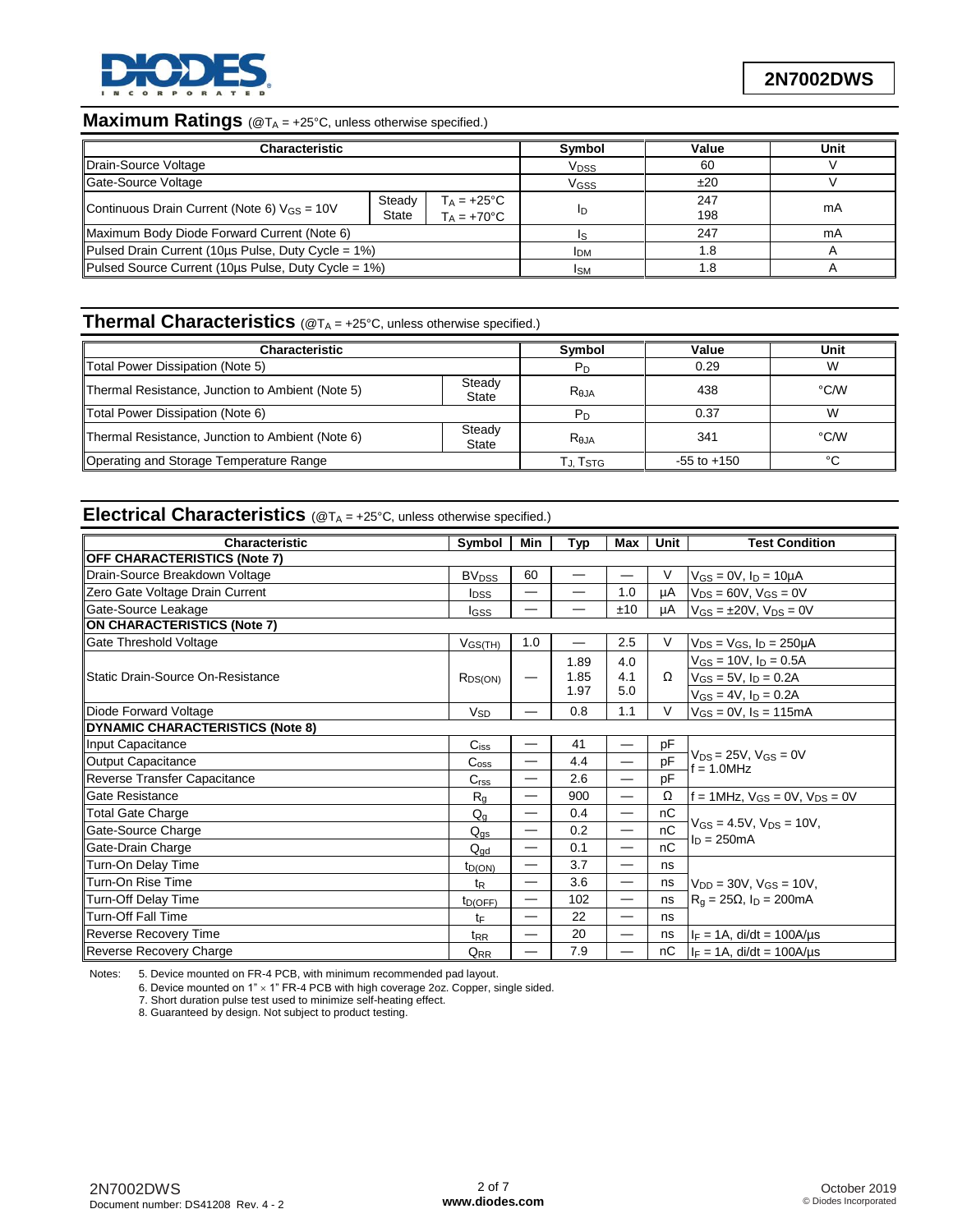## Maximum Ratings (@$T_A$ = +25°C, unless otherwise specified.)

| Characteristic | | | Symbol | Value | Unit |
|---|---|---|---|---|---|
| Drain-Source Voltage | | | $V_{DSS}$ | 60 | V |
| Gate-Source Voltage | | | $V_{GSS}$ | ±20 | V |
| Continuous Drain Current (Note 6) $V_{GS}$ = 10V | Steady State | $T_A$ = +25°C<br>$T_A$ = +70°C | $I_D$ | 247<br>198 | mA |
| Maximum Body Diode Forward Current (Note 6) | | | $I_S$ | 247 | mA |
| Pulsed Drain Current (10µs Pulse, Duty Cycle = 1%) | | | $I_{DM}$ | 1.8 | A |
| Pulsed Source Current (10µs Pulse, Duty Cycle = 1%) | | | $I_{SM}$ | 1.8 | A |

## Thermal Characteristics (@$T_A$ = +25°C, unless otherwise specified.)

| Characteristic | | Symbol | Value | Unit |
|---|---|---|---|---|
| Total Power Dissipation (Note 5) | | $P_D$ | 0.29 | W |
| Thermal Resistance, Junction to Ambient (Note 5) | Steady State | $R_{\theta JA}$ | 438 | °C/W |
| Total Power Dissipation (Note 6) | | $P_D$ | 0.37 | W |
| Thermal Resistance, Junction to Ambient (Note 6) | Steady State | $R_{\theta JA}$ | 341 | °C/W |
| Operating and Storage Temperature Range | | $T_J$, $T_{STG}$ | -55 to +150 | °C |

## Electrical Characteristics (@$T_A$ = +25°C, unless otherwise specified.)

| Characteristic | Symbol | Min | Typ | Max | Unit | Test Condition |
|---|---|---|---|---|---|---|
| **OFF CHARACTERISTICS (Note 7)** | | | | | | |
| Drain-Source Breakdown Voltage | $BV_{DSS}$ | 60 | — | — | V | $V_{GS}$ = 0V, $I_D$ = 10µA |
| Zero Gate Voltage Drain Current | $I_{DSS}$ | — | — | 1.0 | µA | $V_{DS}$ = 60V, $V_{GS}$ = 0V |
| Gate-Source Leakage | $I_{GSS}$ | — | — | ±10 | µA | $V_{GS}$ = ±20V, $V_{DS}$ = 0V |
| **ON CHARACTERISTICS (Note 7)** | | | | | | |
| Gate Threshold Voltage | $V_{GS(TH)}$ | 1.0 | — | 2.5 | V | $V_{DS}$ = $V_{GS}$, $I_D$ = 250µA |
| Static Drain-Source On-Resistance | $R_{DS(ON)}$ | — | 1.89<br>1.85<br>1.97 | 4.0<br>4.1<br>5.0 | Ω | $V_{GS}$ = 10V, $I_D$ = 0.5A<br>$V_{GS}$ = 5V, $I_D$ = 0.2A<br>$V_{GS}$ = 4V, $I_D$ = 0.2A |
| Diode Forward Voltage | $V_{SD}$ | — | 0.8 | 1.1 | V | $V_{GS}$ = 0V, $I_S$ = 115mA |
| **DYNAMIC CHARACTERISTICS (Note 8)** | | | | | | |
| Input Capacitance | $C_{iss}$ | — | 41 | — | pF | $V_{DS}$ = 25V, $V_{GS}$ = 0V<br>f = 1.0MHz |
| Output Capacitance | $C_{oss}$ | — | 4.4 | — | pF | |
| Reverse Transfer Capacitance | $C_{rss}$ | — | 2.6 | — | pF | |
| Gate Resistance | $R_g$ | — | 900 | — | Ω | f = 1MHz, $V_{GS}$ = 0V, $V_{DS}$ = 0V |
| Total Gate Charge | $Q_g$ | — | 0.4 | — | nC | $V_{GS}$ = 4.5V, $V_{DS}$ = 10V,<br>$I_D$ = 250mA |
| Gate-Source Charge | $Q_{gs}$ | — | 0.2 | — | nC | |
| Gate-Drain Charge | $Q_{gd}$ | — | 0.1 | — | nC | |
| Turn-On Delay Time | $t_{D(ON)}$ | — | 3.7 | — | ns | $V_{DD}$ = 30V, $V_{GS}$ = 10V,<br>$R_g$ = 25Ω, $I_D$ = 200mA |
| Turn-On Rise Time | $t_R$ | — | 3.6 | — | ns | |
| Turn-Off Delay Time | $t_{D(OFF)}$ | — | 102 | — | ns | |
| Turn-Off Fall Time | $t_F$ | — | 22 | — | ns | |
| Reverse Recovery Time | $t_{RR}$ | — | 20 | — | ns | $I_F$ = 1A, di/dt = 100A/µs |
| Reverse Recovery Charge | $Q_{RR}$ | — | 7.9 | — | nC | $I_F$ = 1A, di/dt = 100A/µs |

Notes:
5. Device mounted on FR-4 PCB, with minimum recommended pad layout.
6. Device mounted on 1" × 1" FR-4 PCB with high coverage 2oz. Copper, single sided.
7. Short duration pulse test used to minimize self-heating effect.
8. Guaranteed by design. Not subject to product testing.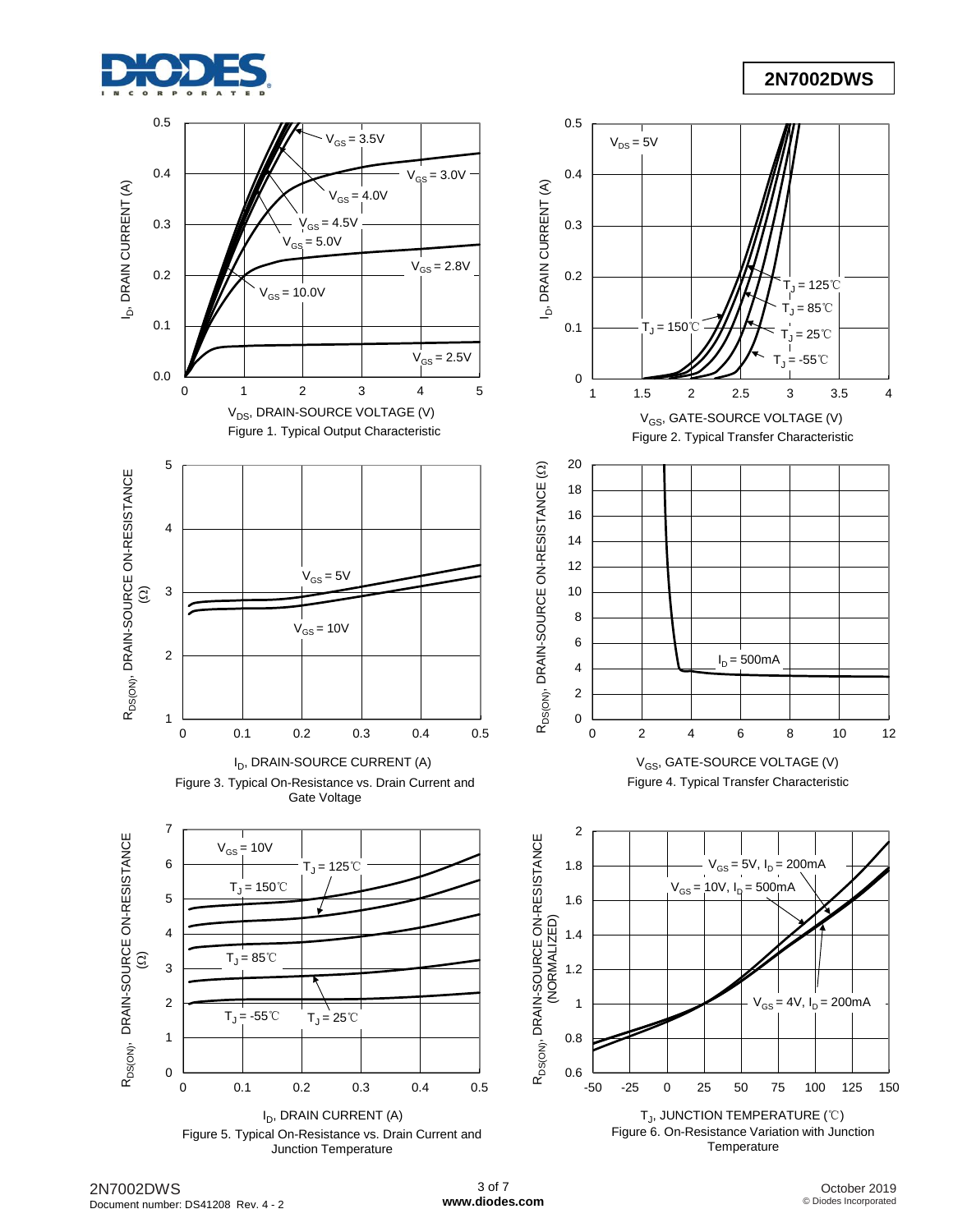Figure 1. Typical Output Characteristic

Figure 2. Typical Transfer Characteristic

Figure 3. Typical On-Resistance vs. Drain Current and Gate Voltage

Figure 4. Typical Transfer Characteristic

Figure 5. Typical On-Resistance vs. Drain Current and Junction Temperature

Figure 6. On-Resistance Variation with Junction Temperature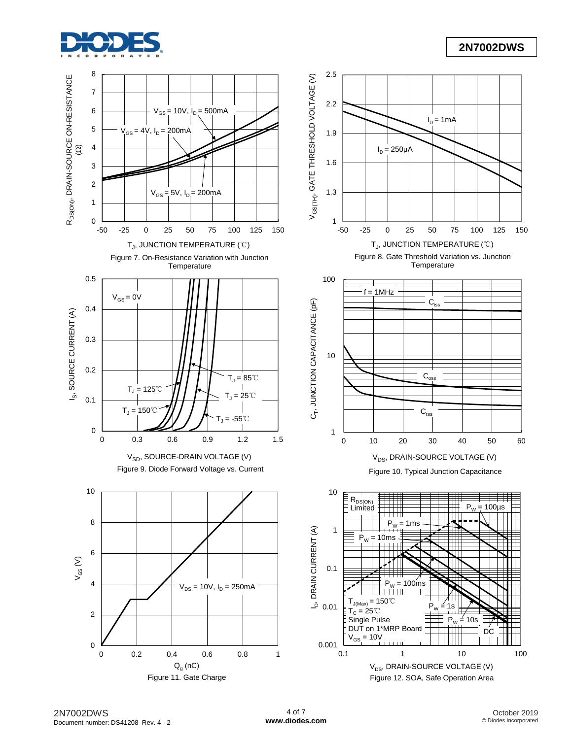Figure 7. On-Resistance Variation with Junction Temperature

Figure 8. Gate Threshold Variation vs. Junction Temperature

Figure 9. Diode Forward Voltage vs. Current

Figure 10. Typical Junction Capacitance

Figure 11. Gate Charge

Figure 12. SOA, Safe Operation Area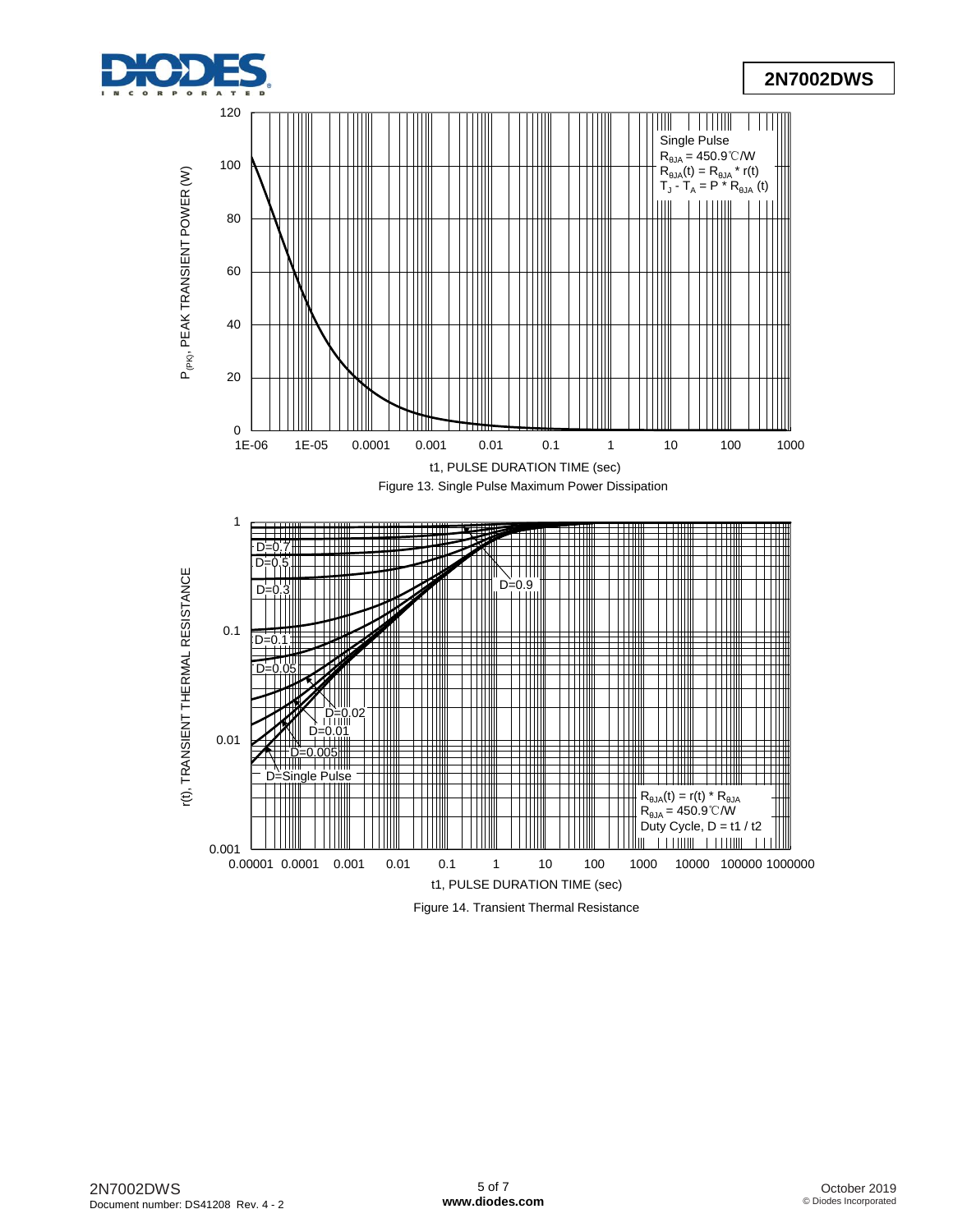Single Pulse
$R_{\theta JA} = 450.9℃/W$
$R_{\theta JA}(t) = R_{\theta JA} * r(t)$
$T_J - T_A = P * R_{\theta JA}(t)$

$P_{(PK)}$, PEAK TRANSIENT POWER (W)

t1, PULSE DURATION TIME (sec)

Figure 13. Single Pulse Maximum Power Dissipation

D=0.7, D=0.5, D=0.3, D=0.9, D=0.1, D=0.05, D=0.02, D=0.01, D=0.005, D=Single Pulse

$R_{\theta JA}(t) = r(t) * R_{\theta JA}$
$R_{\theta JA} = 450.9℃/W$
Duty Cycle, $D = t1 / t2$

r(t), TRANSIENT THERMAL RESISTANCE

t1, PULSE DURATION TIME (sec)

Figure 14. Transient Thermal Resistance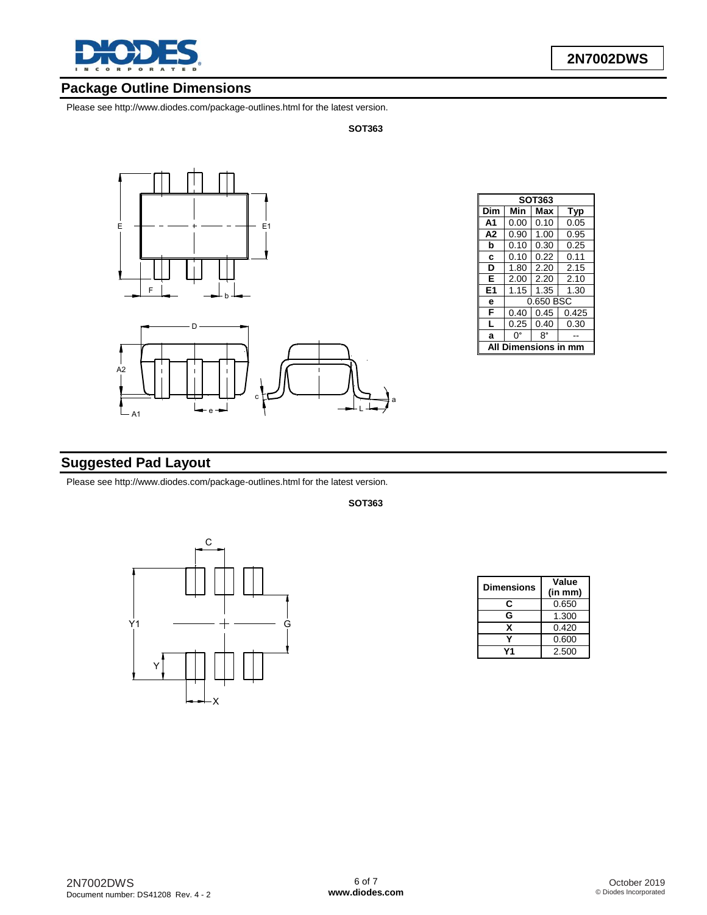## Package Outline Dimensions

Please see http://www.diodes.com/package-outlines.html for the latest version.

**SOT363**

| SOT363 | | | |
|---|---|---|---|
| **Dim** | **Min** | **Max** | **Typ** |
| **A1** | 0.00 | 0.10 | 0.05 |
| **A2** | 0.90 | 1.00 | 0.95 |
| **b** | 0.10 | 0.30 | 0.25 |
| **c** | 0.10 | 0.22 | 0.11 |
| **D** | 1.80 | 2.20 | 2.15 |
| **E** | 2.00 | 2.20 | 2.10 |
| **E1** | 1.15 | 1.35 | 1.30 |
| **e** | 0.650 BSC | | |
| **F** | 0.40 | 0.45 | 0.425 |
| **L** | 0.25 | 0.40 | 0.30 |
| **a** | 0° | 8° | -- |
| **All Dimensions in mm** | | | |

## Suggested Pad Layout

Please see http://www.diodes.com/package-outlines.html for the latest version.

**SOT363**

| Dimensions | Value (in mm) |
|---|---|
| **C** | 0.650 |
| **G** | 1.300 |
| **X** | 0.420 |
| **Y** | 0.600 |
| **Y1** | 2.500 |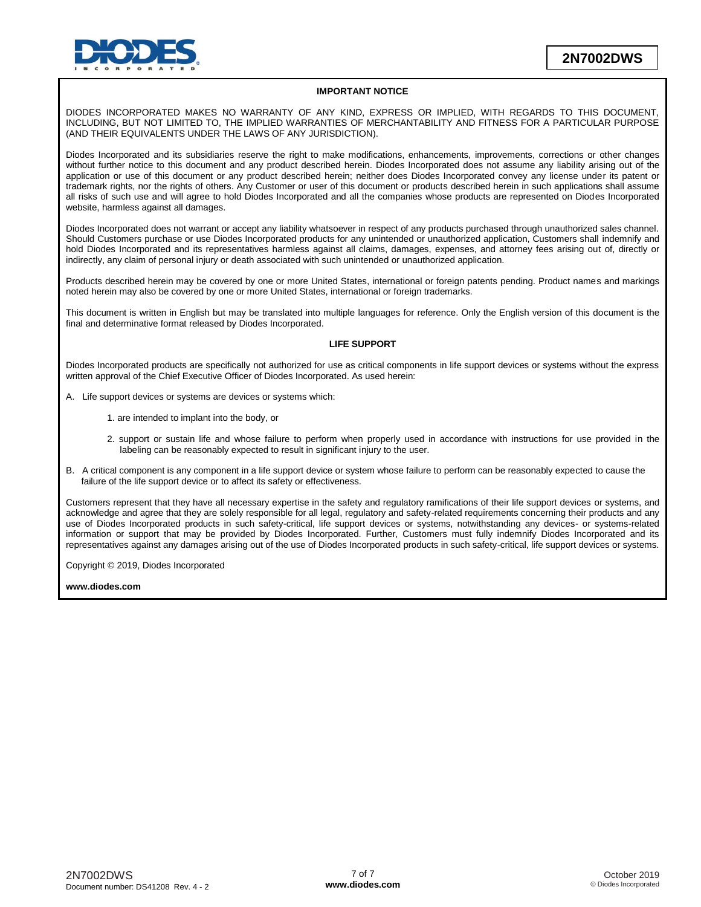## IMPORTANT NOTICE

DIODES INCORPORATED MAKES NO WARRANTY OF ANY KIND, EXPRESS OR IMPLIED, WITH REGARDS TO THIS DOCUMENT, INCLUDING, BUT NOT LIMITED TO, THE IMPLIED WARRANTIES OF MERCHANTABILITY AND FITNESS FOR A PARTICULAR PURPOSE (AND THEIR EQUIVALENTS UNDER THE LAWS OF ANY JURISDICTION).

Diodes Incorporated and its subsidiaries reserve the right to make modifications, enhancements, improvements, corrections or other changes without further notice to this document and any product described herein. Diodes Incorporated does not assume any liability arising out of the application or use of this document or any product described herein; neither does Diodes Incorporated convey any license under its patent or trademark rights, nor the rights of others. Any Customer or user of this document or products described herein in such applications shall assume all risks of such use and will agree to hold Diodes Incorporated and all the companies whose products are represented on Diodes Incorporated website, harmless against all damages.

Diodes Incorporated does not warrant or accept any liability whatsoever in respect of any products purchased through unauthorized sales channel. Should Customers purchase or use Diodes Incorporated products for any unintended or unauthorized application, Customers shall indemnify and hold Diodes Incorporated and its representatives harmless against all claims, damages, expenses, and attorney fees arising out of, directly or indirectly, any claim of personal injury or death associated with such unintended or unauthorized application.

Products described herein may be covered by one or more United States, international or foreign patents pending. Product names and markings noted herein may also be covered by one or more United States, international or foreign trademarks.

This document is written in English but may be translated into multiple languages for reference. Only the English version of this document is the final and determinative format released by Diodes Incorporated.

## LIFE SUPPORT

Diodes Incorporated products are specifically not authorized for use as critical components in life support devices or systems without the express written approval of the Chief Executive Officer of Diodes Incorporated. As used herein:

A. Life support devices or systems are devices or systems which:

1. are intended to implant into the body, or
2. support or sustain life and whose failure to perform when properly used in accordance with instructions for use provided in the labeling can be reasonably expected to result in significant injury to the user.

B. A critical component is any component in a life support device or system whose failure to perform can be reasonably expected to cause the failure of the life support device or to affect its safety or effectiveness.

Customers represent that they have all necessary expertise in the safety and regulatory ramifications of their life support devices or systems, and acknowledge and agree that they are solely responsible for all legal, regulatory and safety-related requirements concerning their products and any use of Diodes Incorporated products in such safety-critical, life support devices or systems, notwithstanding any devices- or systems-related information or support that may be provided by Diodes Incorporated. Further, Customers must fully indemnify Diodes Incorporated and its representatives against any damages arising out of the use of Diodes Incorporated products in such safety-critical, life support devices or systems.

Copyright © 2019, Diodes Incorporated

**www.diodes.com**